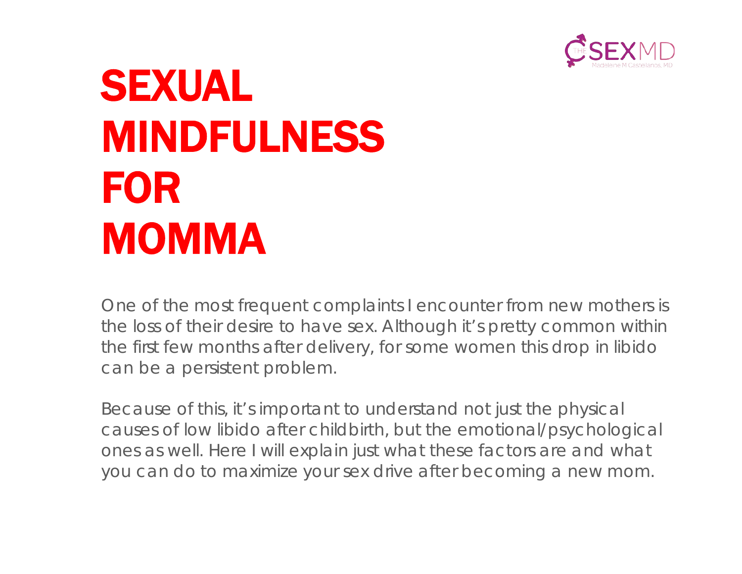THE SEXMD
Madeleine M Castellanos, MD

# SEXUAL MINDFULNESS FOR MOMMA

One of the most frequent complaints I encounter from new mothers is the loss of their desire to have sex. Although it's pretty common within the first few months after delivery, for some women this drop in libido can be a persistent problem.

Because of this, it's important to understand not just the physical causes of low libido after childbirth, but the emotional/psychological ones as well. Here I will explain just what these factors are and what you can do to maximize your sex drive after becoming a new mom.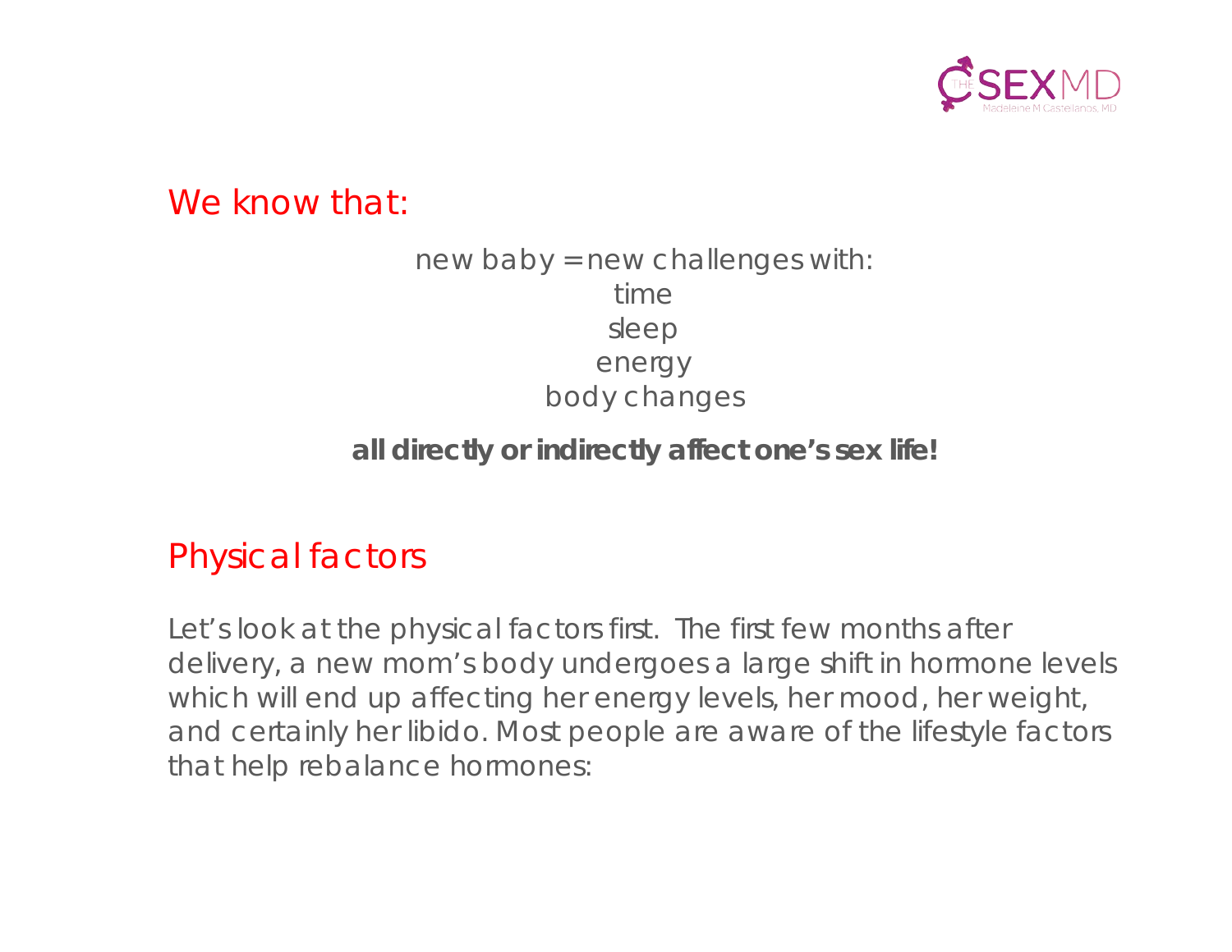## We know that:

new baby = new challenges with:
time
sleep
energy
body changes

**all directly or indirectly affect one's sex life!**

## Physical factors

Let's look at the physical factors first. The first few months after delivery, a new mom's body undergoes a large shift in hormone levels which will end up affecting her energy levels, her mood, her weight, and certainly her libido. Most people are aware of the lifestyle factors that help rebalance hormones: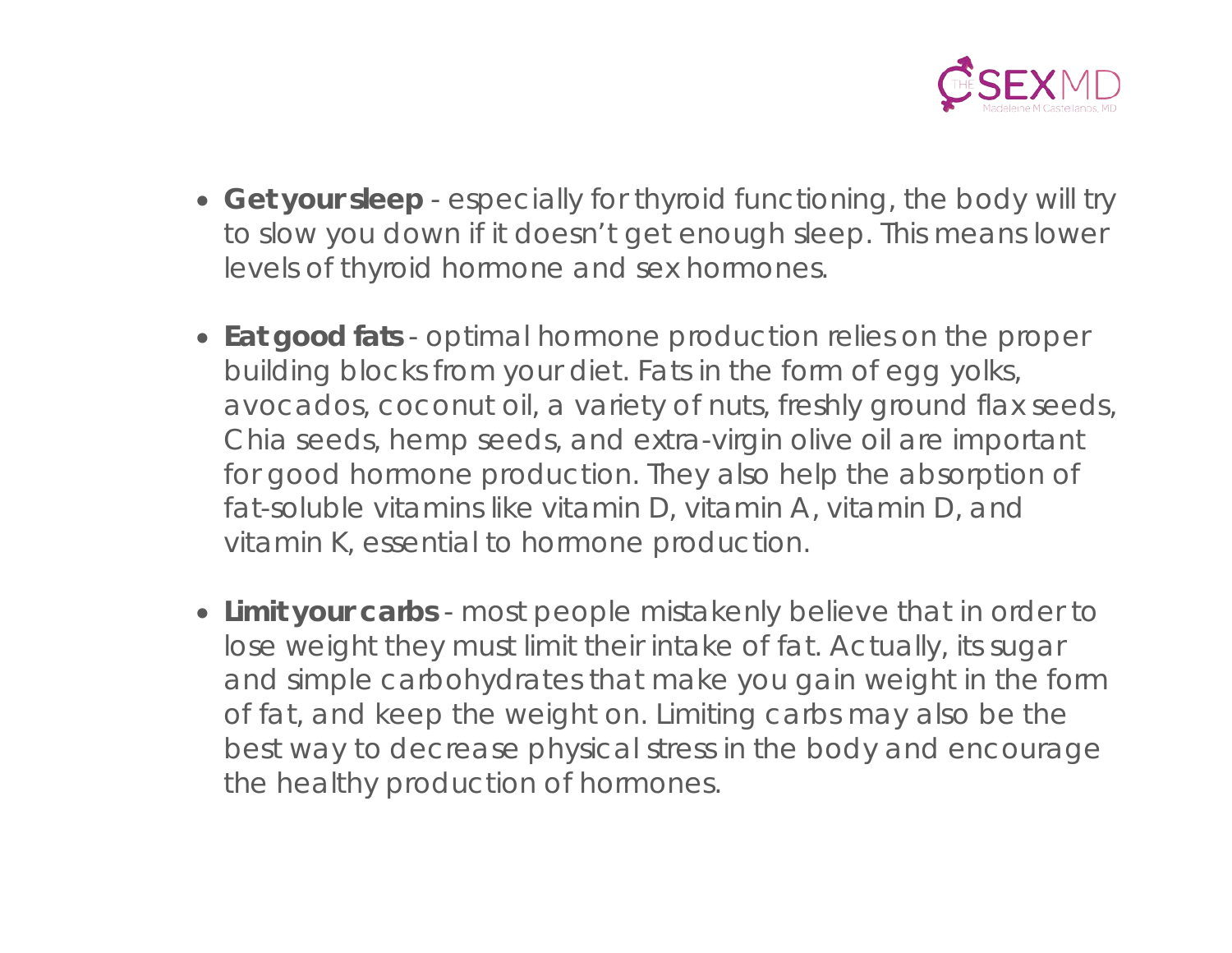- **Get your sleep** - especially for thyroid functioning, the body will try to slow you down if it doesn't get enough sleep. This means lower levels of thyroid hormone and sex hormones.

- **Eat good fats** - optimal hormone production relies on the proper building blocks from your diet. Fats in the form of egg yolks, avocados, coconut oil, a variety of nuts, freshly ground flax seeds, Chia seeds, hemp seeds, and extra-virgin olive oil are important for good hormone production. They also help the absorption of fat-soluble vitamins like vitamin D, vitamin A, vitamin D, and vitamin K, essential to hormone production.

- **Limit your carbs** - most people mistakenly believe that in order to lose weight they must limit their intake of fat. Actually, its sugar and simple carbohydrates that make you gain weight in the form of fat, and keep the weight on. Limiting carbs may also be the best way to decrease physical stress in the body and encourage the healthy production of hormones.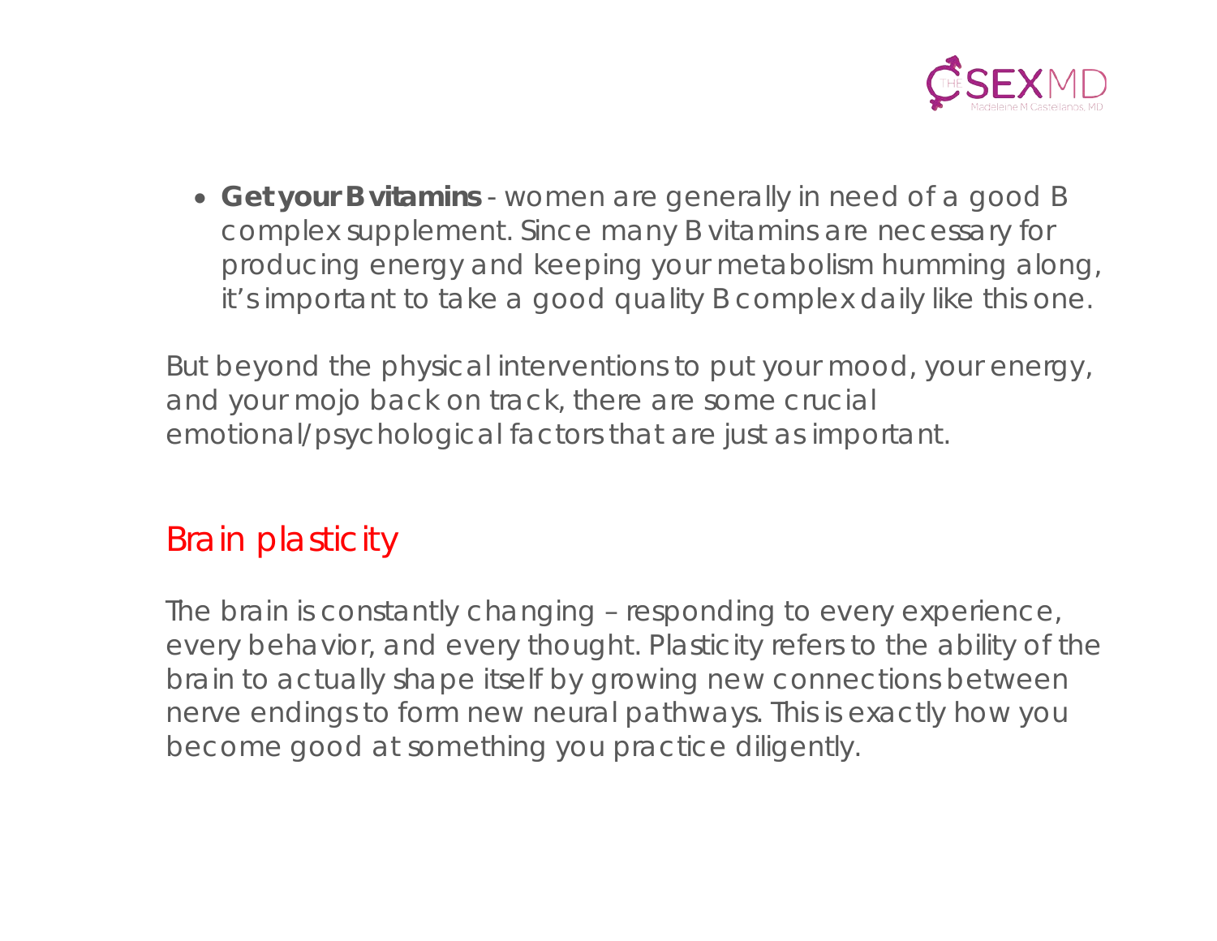- **Get your B vitamins** - women are generally in need of a good B complex supplement. Since many B vitamins are necessary for producing energy and keeping your metabolism humming along, it's important to take a good quality B complex daily like this one.

But beyond the physical interventions to put your mood, your energy, and your mojo back on track, there are some crucial emotional/psychological factors that are just as important.

## Brain plasticity

The brain is constantly changing – responding to every experience, every behavior, and every thought. Plasticity refers to the ability of the brain to actually shape itself by growing new connections between nerve endings to form new neural pathways. This is exactly how you become good at something you practice diligently.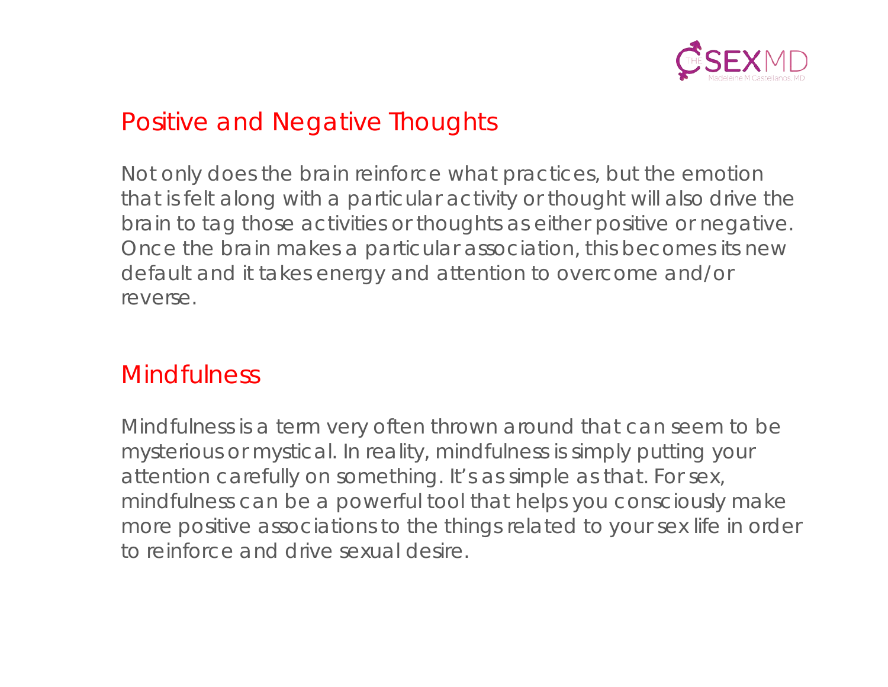## Positive and Negative Thoughts

Not only does the brain reinforce what practices, but the emotion that is felt along with a particular activity or thought will also drive the brain to tag those activities or thoughts as either positive or negative. Once the brain makes a particular association, this becomes its new default and it takes energy and attention to overcome and/or reverse.

## Mindfulness

Mindfulness is a term very often thrown around that can seem to be mysterious or mystical. In reality, mindfulness is simply putting your attention carefully on something. It's as simple as that. For sex, mindfulness can be a powerful tool that helps you consciously make more positive associations to the things related to your sex life in order to reinforce and drive sexual desire.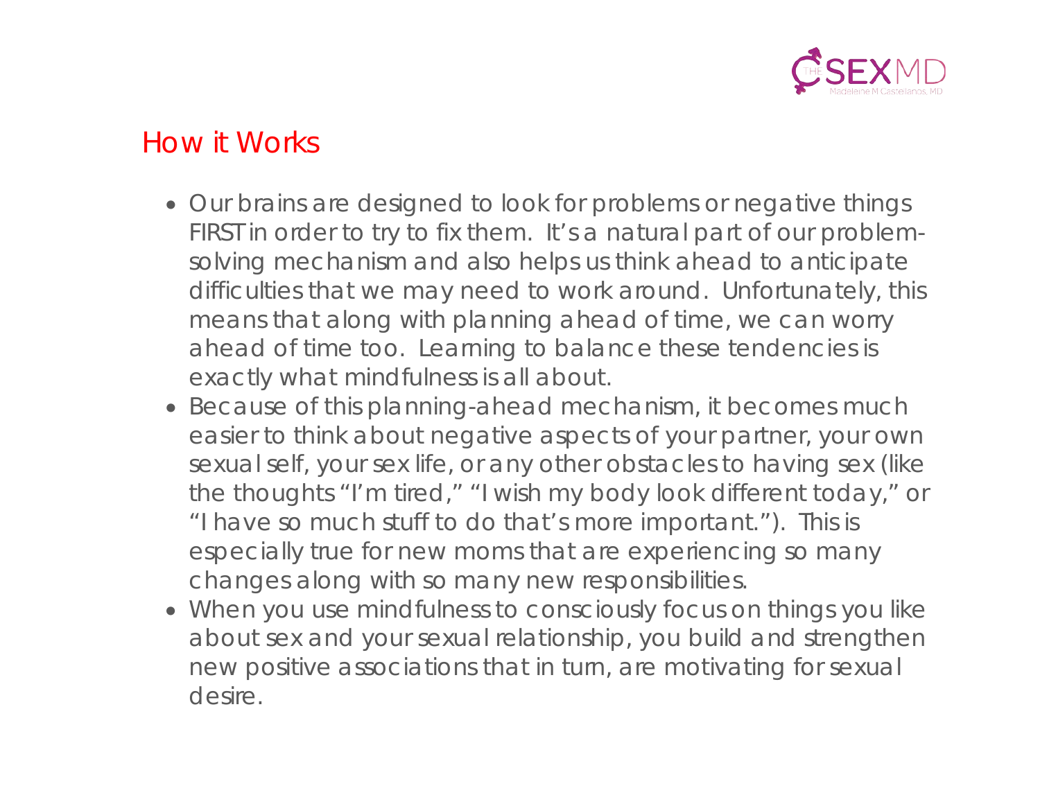## How it Works

- Our brains are designed to look for problems or negative things FIRST in order to try to fix them. It's a natural part of our problem-solving mechanism and also helps us think ahead to anticipate difficulties that we may need to work around. Unfortunately, this means that along with planning ahead of time, we can worry ahead of time too. Learning to balance these tendencies is exactly what mindfulness is all about.
- Because of this planning-ahead mechanism, it becomes much easier to think about negative aspects of your partner, your own sexual self, your sex life, or any other obstacles to having sex (like the thoughts "I'm tired," "I wish my body look different today," or "I have so much stuff to do that's more important."). This is especially true for new moms that are experiencing so many changes along with so many new responsibilities.
- When you use mindfulness to consciously focus on things you like about sex and your sexual relationship, you build and strengthen new positive associations that in turn, are motivating for sexual desire.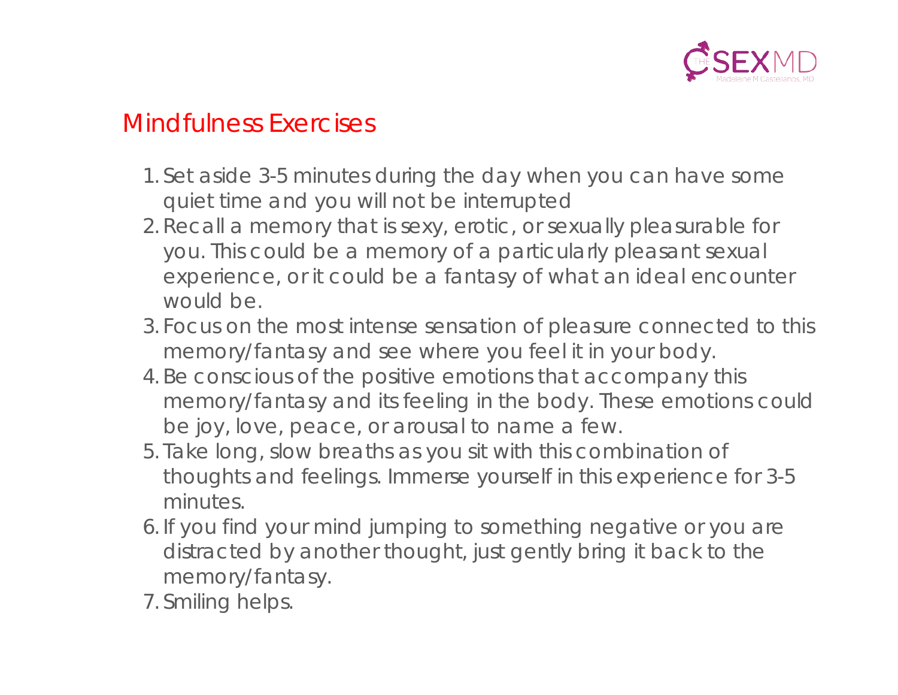## Mindfulness Exercises

1. Set aside 3-5 minutes during the day when you can have some quiet time and you will not be interrupted
2. Recall a memory that is sexy, erotic, or sexually pleasurable for you. This could be a memory of a particularly pleasant sexual experience, or it could be a fantasy of what an ideal encounter would be.
3. Focus on the most intense sensation of pleasure connected to this memory/fantasy and see where you feel it in your body.
4. Be conscious of the positive emotions that accompany this memory/fantasy and its feeling in the body. These emotions could be joy, love, peace, or arousal to name a few.
5. Take long, slow breaths as you sit with this combination of thoughts and feelings. Immerse yourself in this experience for 3-5 minutes.
6. If you find your mind jumping to something negative or you are distracted by another thought, just gently bring it back to the memory/fantasy.
7. Smiling helps.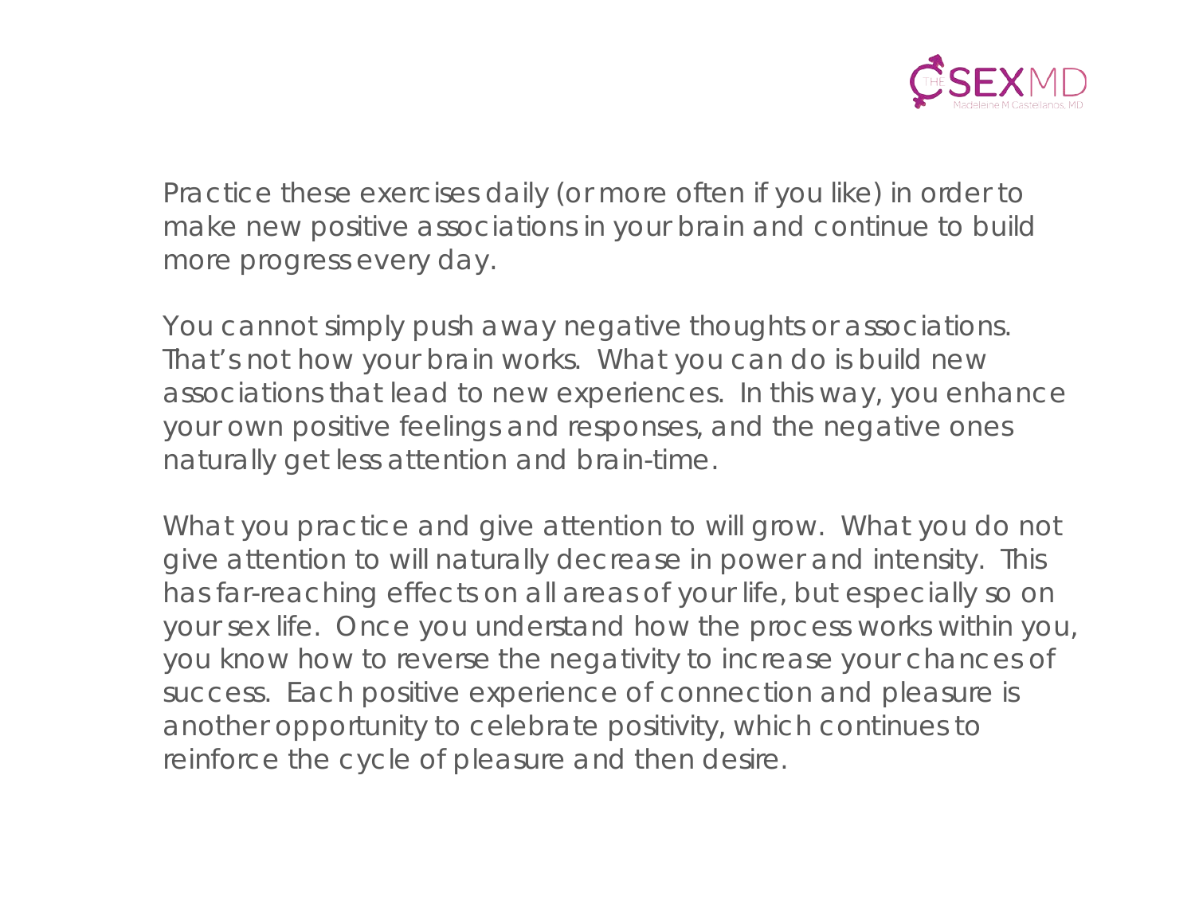Practice these exercises daily (or more often if you like) in order to make new positive associations in your brain and continue to build more progress every day.

You cannot simply push away negative thoughts or associations. That's not how your brain works. What you can do is build new associations that lead to new experiences. In this way, you enhance your own positive feelings and responses, and the negative ones naturally get less attention and brain-time.

What you practice and give attention to will grow. What you do not give attention to will naturally decrease in power and intensity. This has far-reaching effects on all areas of your life, but especially so on your sex life. Once you understand how the process works within you, you know how to reverse the negativity to increase your chances of success. Each positive experience of connection and pleasure is another opportunity to celebrate positivity, which continues to reinforce the cycle of pleasure and then desire.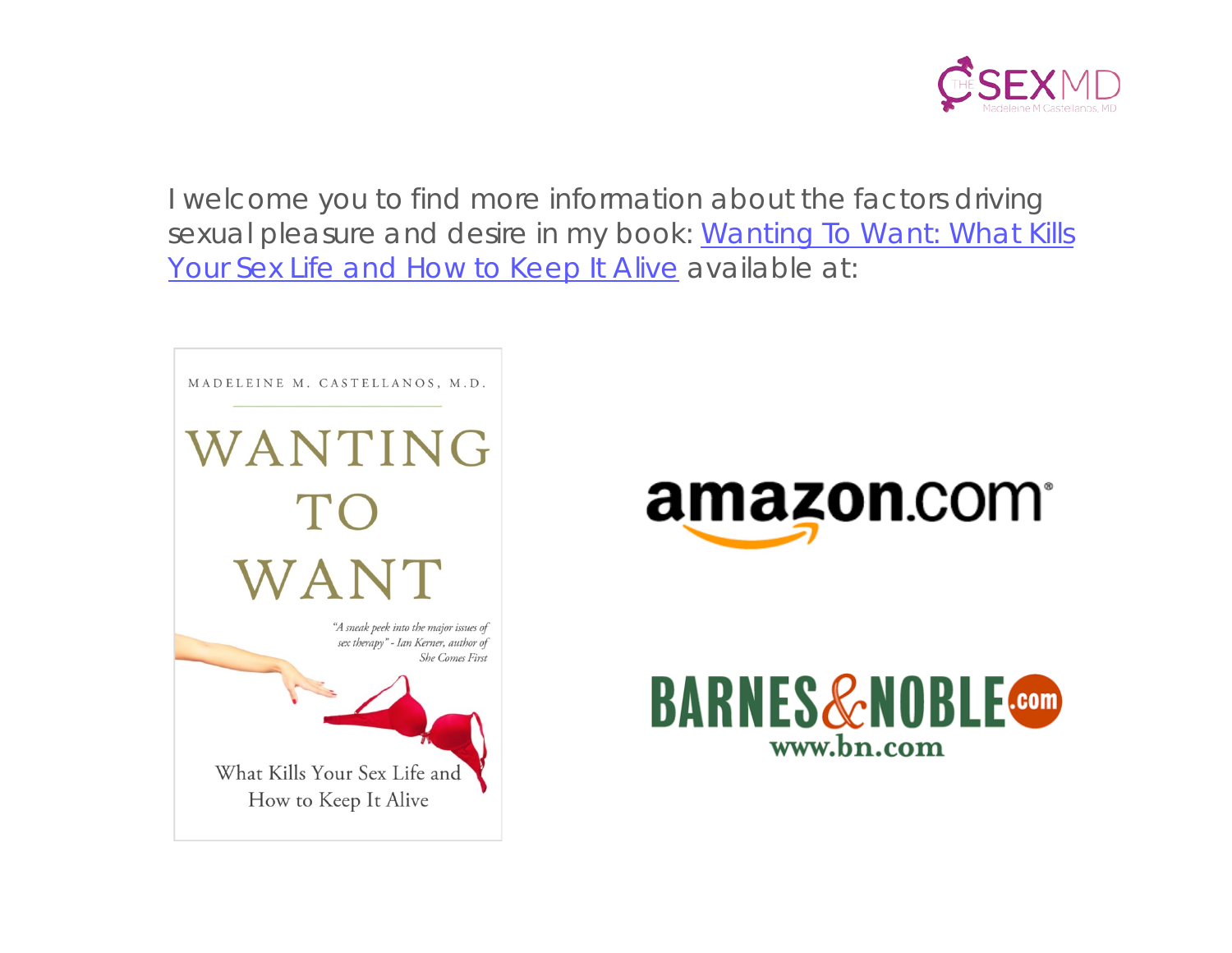I welcome you to find more information about the factors driving sexual pleasure and desire in my book: [Wanting To Want: What Kills Your Sex Life and How to Keep It Alive]() available at:

MADELEINE M. CASTELLANOS, M.D.

WANTING TO WANT

*"A sneak peek into the major issues of sex therapy" - Ian Kerner, author of She Comes First*

What Kills Your Sex Life and How to Keep It Alive

amazon.com

BARNES&NOBLE.com www.bn.com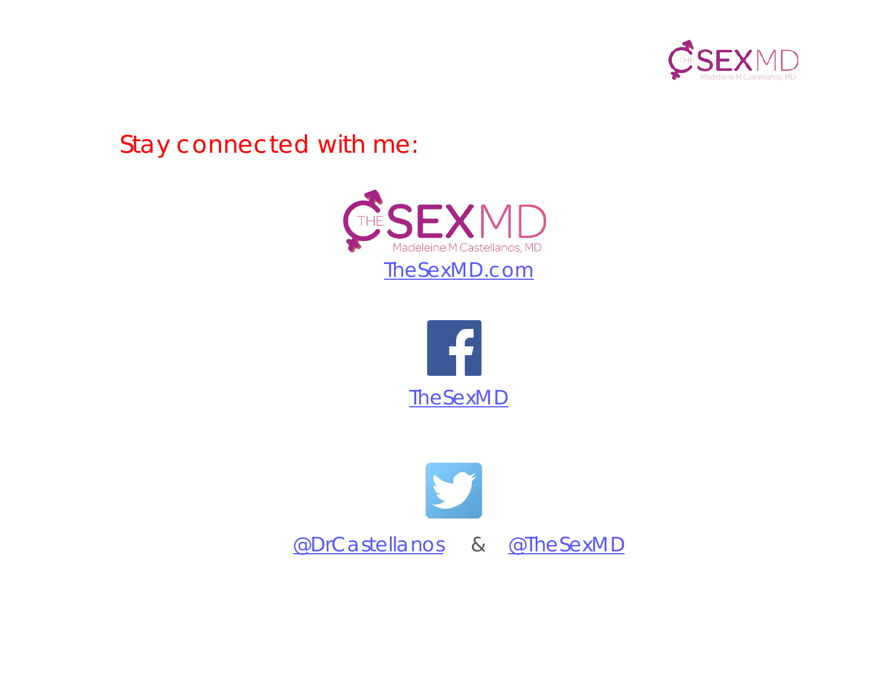Stay connected with me:

THE SEXMD
Madeleine M Castellanos, MD

TheSexMD.com

TheSexMD

@DrCastellanos & @TheSexMD